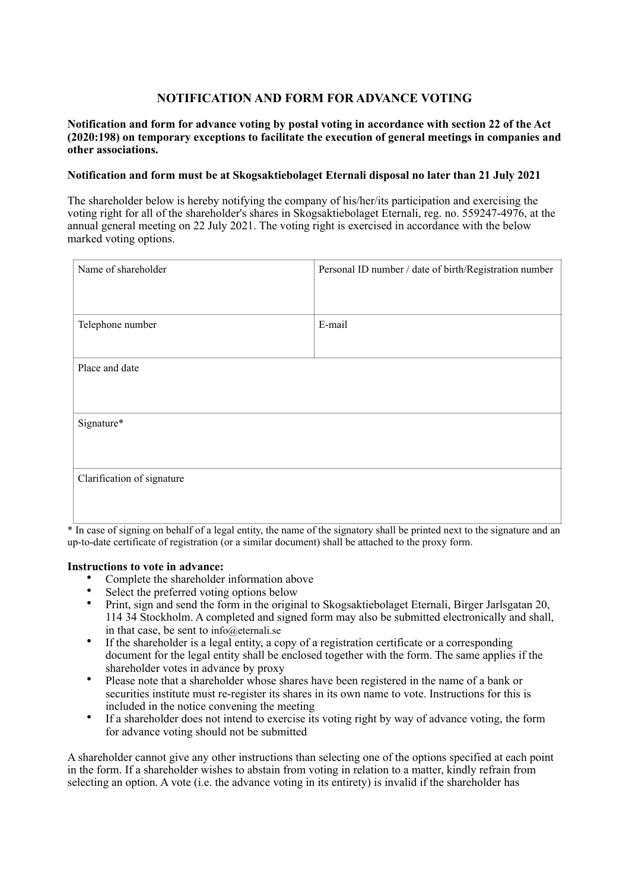# NOTIFICATION AND FORM FOR ADVANCE VOTING

**Notification and form for advance voting by postal voting in accordance with section 22 of the Act (2020:198) on temporary exceptions to facilitate the execution of general meetings in companies and other associations.**

**Notification and form must be at Skogsaktiebolaget Eternali disposal no later than 21 July 2021**

The shareholder below is hereby notifying the company of his/her/its participation and exercising the voting right for all of the shareholder's shares in Skogsaktiebolaget Eternali, reg. no. 559247-4976, at the annual general meeting on 22 July 2021. The voting right is exercised in accordance with the below marked voting options.

| Name of shareholder | Personal ID number / date of birth/Registration number |
|---|---|
| Telephone number | E-mail |
| Place and date | |
| Signature* | |
| Clarification of signature | |

* In case of signing on behalf of a legal entity, the name of the signatory shall be printed next to the signature and an up-to-date certificate of registration (or a similar document) shall be attached to the proxy form.

**Instructions to vote in advance:**

- Complete the shareholder information above
- Select the preferred voting options below
- Print, sign and send the form in the original to Skogsaktiebolaget Eternali, Birger Jarlsgatan 20, 114 34 Stockholm. A completed and signed form may also be submitted electronically and shall, in that case, be sent to info@eternali.se
- If the shareholder is a legal entity, a copy of a registration certificate or a corresponding document for the legal entity shall be enclosed together with the form. The same applies if the shareholder votes in advance by proxy
- Please note that a shareholder whose shares have been registered in the name of a bank or securities institute must re-register its shares in its own name to vote. Instructions for this is included in the notice convening the meeting
- If a shareholder does not intend to exercise its voting right by way of advance voting, the form for advance voting should not be submitted

A shareholder cannot give any other instructions than selecting one of the options specified at each point in the form. If a shareholder wishes to abstain from voting in relation to a matter, kindly refrain from selecting an option. A vote (i.e. the advance voting in its entirety) is invalid if the shareholder has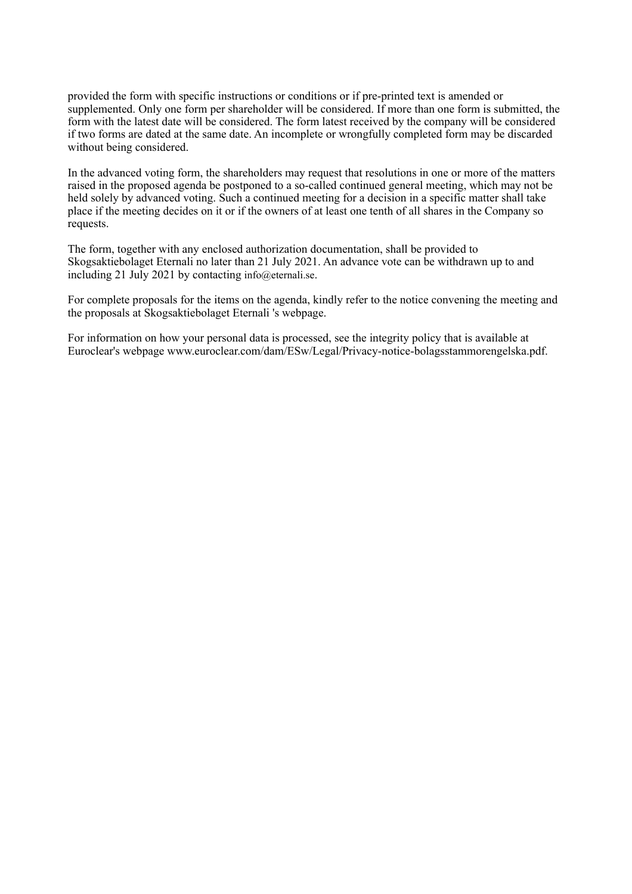provided the form with specific instructions or conditions or if pre-printed text is amended or supplemented. Only one form per shareholder will be considered. If more than one form is submitted, the form with the latest date will be considered. The form latest received by the company will be considered if two forms are dated at the same date. An incomplete or wrongfully completed form may be discarded without being considered.

In the advanced voting form, the shareholders may request that resolutions in one or more of the matters raised in the proposed agenda be postponed to a so-called continued general meeting, which may not be held solely by advanced voting. Such a continued meeting for a decision in a specific matter shall take place if the meeting decides on it or if the owners of at least one tenth of all shares in the Company so requests.

The form, together with any enclosed authorization documentation, shall be provided to Skogsaktiebolaget Eternali no later than 21 July 2021. An advance vote can be withdrawn up to and including 21 July 2021 by contacting info@eternali.se.

For complete proposals for the items on the agenda, kindly refer to the notice convening the meeting and the proposals at Skogsaktiebolaget Eternali 's webpage.

For information on how your personal data is processed, see the integrity policy that is available at Euroclear's webpage www.euroclear.com/dam/ESw/Legal/Privacy-notice-bolagsstammorengelska.pdf.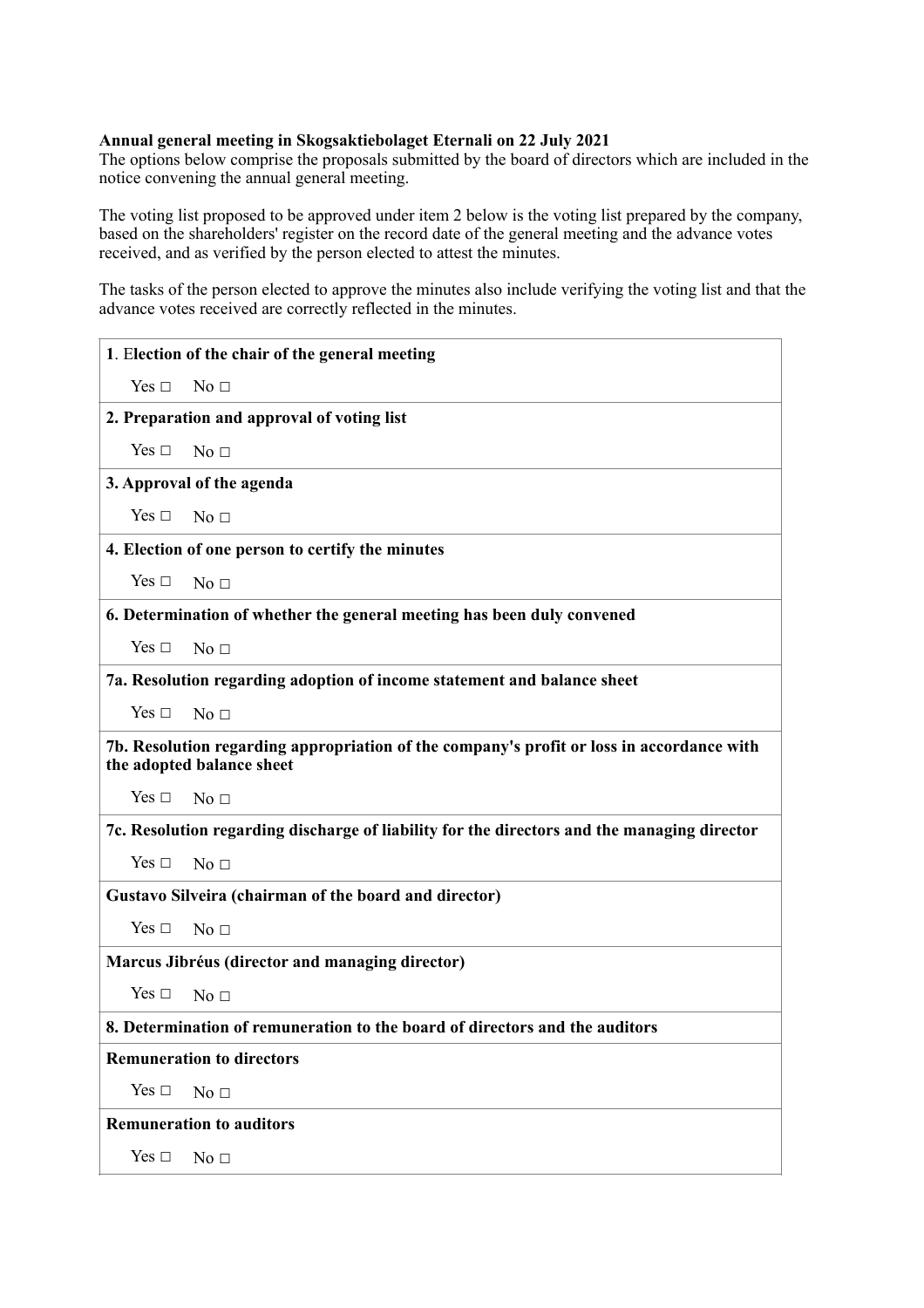**Annual general meeting in Skogsaktiebolaget Eternali on 22 July 2021**
The options below comprise the proposals submitted by the board of directors which are included in the notice convening the annual general meeting.

The voting list proposed to be approved under item 2 below is the voting list prepared by the company, based on the shareholders' register on the record date of the general meeting and the advance votes received, and as verified by the person elected to attest the minutes.

The tasks of the person elected to approve the minutes also include verifying the voting list and that the advance votes received are correctly reflected in the minutes.

| **1**. **Election of the chair of the general meeting** |
|---|
| Yes □ No □ |
| **2. Preparation and approval of voting list** |
| Yes □ No □ |
| **3. Approval of the agenda** |
| Yes □ No □ |
| **4. Election of one person to certify the minutes** |
| Yes □ No □ |
| **6. Determination of whether the general meeting has been duly convened** |
| Yes □ No □ |
| **7a. Resolution regarding adoption of income statement and balance sheet** |
| Yes □ No □ |
| **7b. Resolution regarding appropriation of the company's profit or loss in accordance with the adopted balance sheet** |
| Yes □ No □ |
| **7c. Resolution regarding discharge of liability for the directors and the managing director** |
| Yes □ No □ |
| **Gustavo Silveira (chairman of the board and director)** |
| Yes □ No □ |
| **Marcus Jibréus (director and managing director)** |
| Yes □ No □ |
| **8. Determination of remuneration to the board of directors and the auditors** |
| **Remuneration to directors** |
| Yes □ No □ |
| **Remuneration to auditors** |
| Yes □ No □ |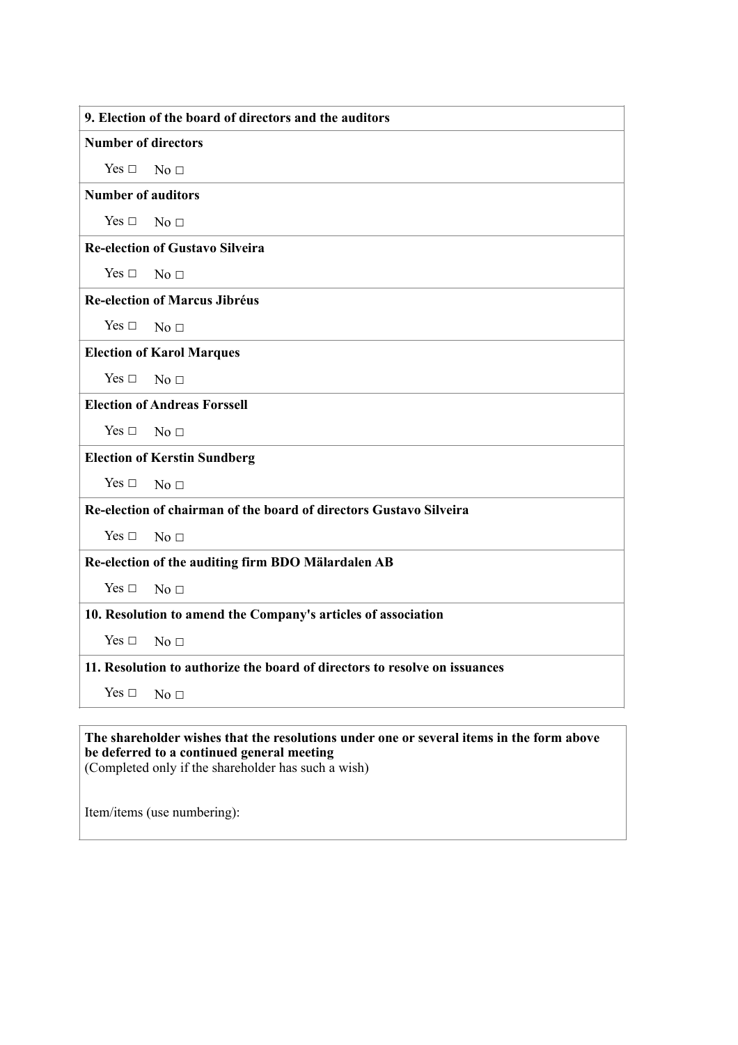| |
|---|
| **9. Election of the board of directors and the auditors** |
| **Number of directors** |
| Yes □ No □ |
| **Number of auditors** |
| Yes □ No □ |
| **Re-election of Gustavo Silveira** |
| Yes □ No □ |
| **Re-election of Marcus Jibréus** |
| Yes □ No □ |
| **Election of Karol Marques** |
| Yes □ No □ |
| **Election of Andreas Forssell** |
| Yes □ No □ |
| **Election of Kerstin Sundberg** |
| Yes □ No □ |
| **Re-election of chairman of the board of directors Gustavo Silveira** |
| Yes □ No □ |
| **Re-election of the auditing firm BDO Mälardalen AB** |
| Yes □ No □ |
| **10. Resolution to amend the Company's articles of association** |
| Yes □ No □ |
| **11. Resolution to authorize the board of directors to resolve on issuances** |
| Yes □ No □ |

**The shareholder wishes that the resolutions under one or several items in the form above be deferred to a continued general meeting**
(Completed only if the shareholder has such a wish)

Item/items (use numbering):